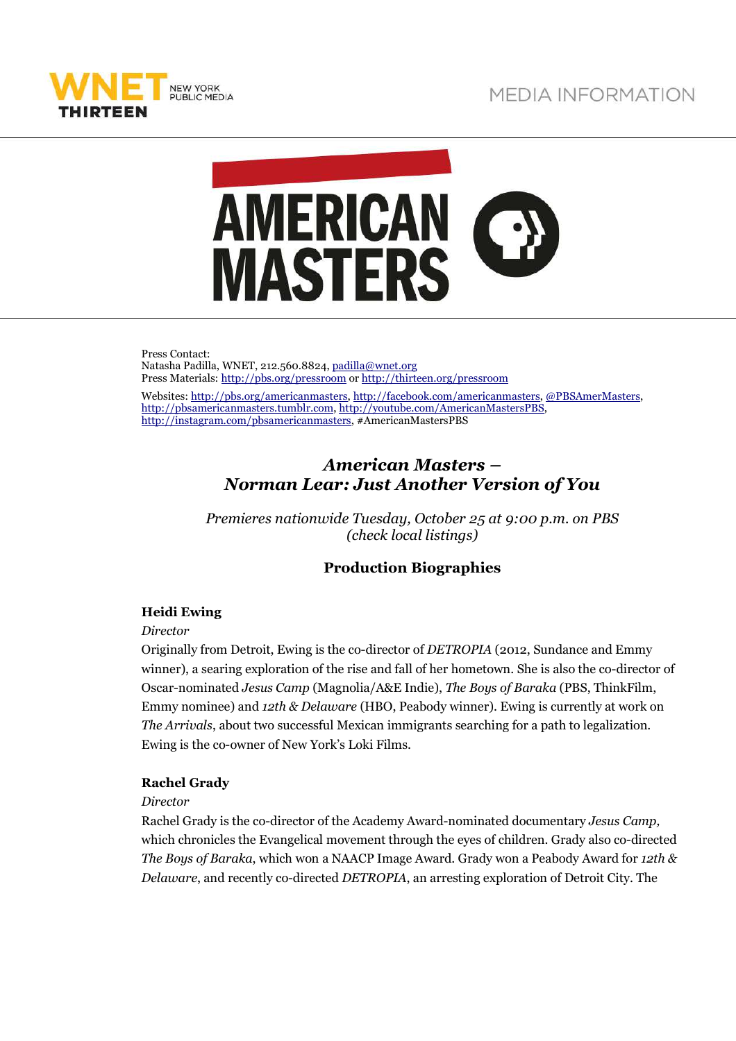MEDIA INFORMATION

Press Contact:
Natasha Padilla, WNET, 212.560.8824, padilla@wnet.org
Press Materials: http://pbs.org/pressroom or http://thirteen.org/pressroom

Websites: http://pbs.org/americanmasters, http://facebook.com/americanmasters, @PBSAmerMasters, http://pbsamericanmasters.tumblr.com, http://youtube.com/AmericanMastersPBS, http://instagram.com/pbsamericanmasters, #AmericanMastersPBS

# *American Masters – Norman Lear: Just Another Version of You*

*Premieres nationwide Tuesday, October 25 at 9:00 p.m. on PBS (check local listings)*

## Production Biographies

**Heidi Ewing**
*Director*
Originally from Detroit, Ewing is the co-director of *DETROPIA* (2012, Sundance and Emmy winner), a searing exploration of the rise and fall of her hometown. She is also the co-director of Oscar-nominated *Jesus Camp* (Magnolia/A&E Indie), *The Boys of Baraka* (PBS, ThinkFilm, Emmy nominee) and *12th & Delaware* (HBO, Peabody winner). Ewing is currently at work on *The Arrivals*, about two successful Mexican immigrants searching for a path to legalization. Ewing is the co-owner of New York's Loki Films.

**Rachel Grady**
*Director*
Rachel Grady is the co-director of the Academy Award-nominated documentary *Jesus Camp*, which chronicles the Evangelical movement through the eyes of children. Grady also co-directed *The Boys of Baraka*, which won a NAACP Image Award. Grady won a Peabody Award for *12th & Delaware*, and recently co-directed *DETROPIA*, an arresting exploration of Detroit City. The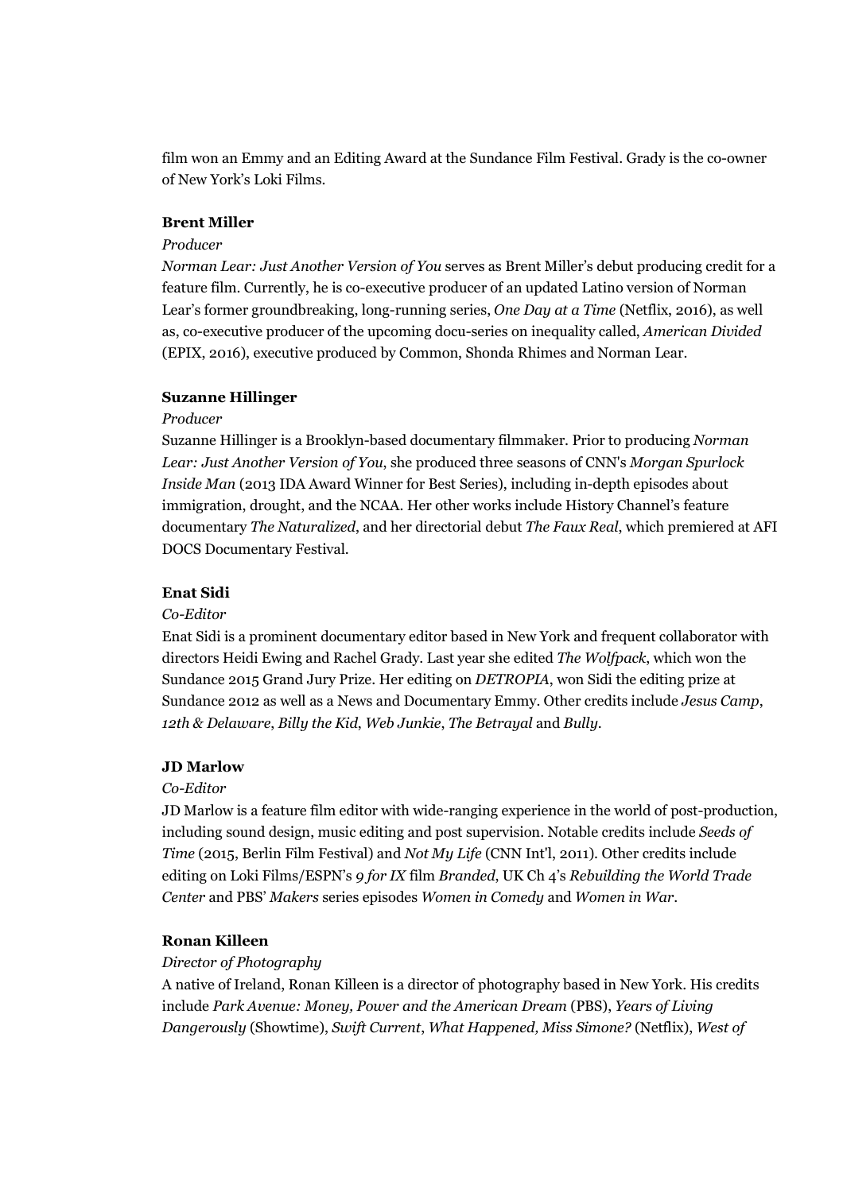film won an Emmy and an Editing Award at the Sundance Film Festival. Grady is the co-owner of New York's Loki Films.

**Brent Miller**

*Producer*

*Norman Lear: Just Another Version of You* serves as Brent Miller's debut producing credit for a feature film. Currently, he is co-executive producer of an updated Latino version of Norman Lear's former groundbreaking, long-running series, *One Day at a Time* (Netflix, 2016), as well as, co-executive producer of the upcoming docu-series on inequality called, *American Divided* (EPIX, 2016), executive produced by Common, Shonda Rhimes and Norman Lear.

**Suzanne Hillinger**

*Producer*

Suzanne Hillinger is a Brooklyn-based documentary filmmaker. Prior to producing *Norman Lear: Just Another Version of You*, she produced three seasons of CNN's *Morgan Spurlock Inside Man* (2013 IDA Award Winner for Best Series), including in-depth episodes about immigration, drought, and the NCAA. Her other works include History Channel's feature documentary *The Naturalized*, and her directorial debut *The Faux Real*, which premiered at AFI DOCS Documentary Festival.

**Enat Sidi**

*Co-Editor*

Enat Sidi is a prominent documentary editor based in New York and frequent collaborator with directors Heidi Ewing and Rachel Grady. Last year she edited *The Wolfpack*, which won the Sundance 2015 Grand Jury Prize. Her editing on *DETROPIA*, won Sidi the editing prize at Sundance 2012 as well as a News and Documentary Emmy. Other credits include *Jesus Camp*, *12th & Delaware*, *Billy the Kid*, *Web Junkie*, *The Betrayal* and *Bully*.

**JD Marlow**

*Co-Editor*

JD Marlow is a feature film editor with wide-ranging experience in the world of post-production, including sound design, music editing and post supervision. Notable credits include *Seeds of Time* (2015, Berlin Film Festival) and *Not My Life* (CNN Int'l, 2011). Other credits include editing on Loki Films/ESPN's *9 for IX* film *Branded*, UK Ch 4's *Rebuilding the World Trade Center* and PBS' *Makers* series episodes *Women in Comedy* and *Women in War*.

**Ronan Killeen**

*Director of Photography*

A native of Ireland, Ronan Killeen is a director of photography based in New York. His credits include *Park Avenue: Money, Power and the American Dream* (PBS), *Years of Living Dangerously* (Showtime), *Swift Current*, *What Happened, Miss Simone?* (Netflix), *West of*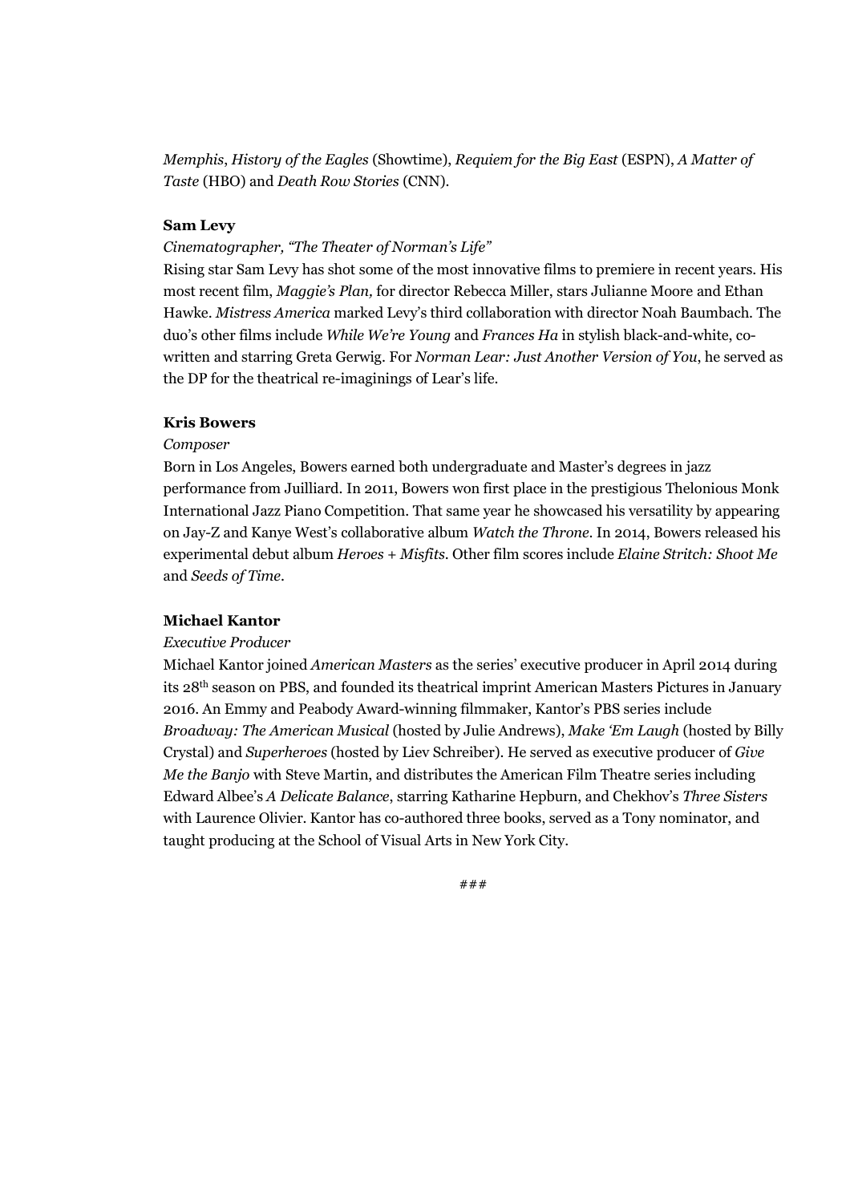*Memphis*, *History of the Eagles* (Showtime), *Requiem for the Big East* (ESPN), *A Matter of Taste* (HBO) and *Death Row Stories* (CNN).

**Sam Levy**

*Cinematographer, "The Theater of Norman's Life"*

Rising star Sam Levy has shot some of the most innovative films to premiere in recent years. His most recent film, *Maggie's Plan,* for director Rebecca Miller, stars Julianne Moore and Ethan Hawke. *Mistress America* marked Levy's third collaboration with director Noah Baumbach. The duo's other films include *While We're Young* and *Frances Ha* in stylish black-and-white, co-written and starring Greta Gerwig. For *Norman Lear: Just Another Version of You*, he served as the DP for the theatrical re-imaginings of Lear's life.

**Kris Bowers**

*Composer*

Born in Los Angeles, Bowers earned both undergraduate and Master's degrees in jazz performance from Juilliard. In 2011, Bowers won first place in the prestigious Thelonious Monk International Jazz Piano Competition. That same year he showcased his versatility by appearing on Jay-Z and Kanye West's collaborative album *Watch the Throne*. In 2014, Bowers released his experimental debut album *Heroes + Misfits*. Other film scores include *Elaine Stritch: Shoot Me* and *Seeds of Time*.

**Michael Kantor**

*Executive Producer*

Michael Kantor joined *American Masters* as the series' executive producer in April 2014 during its 28th season on PBS, and founded its theatrical imprint American Masters Pictures in January 2016. An Emmy and Peabody Award-winning filmmaker, Kantor's PBS series include *Broadway: The American Musical* (hosted by Julie Andrews), *Make 'Em Laugh* (hosted by Billy Crystal) and *Superheroes* (hosted by Liev Schreiber). He served as executive producer of *Give Me the Banjo* with Steve Martin, and distributes the American Film Theatre series including Edward Albee's *A Delicate Balance*, starring Katharine Hepburn, and Chekhov's *Three Sisters* with Laurence Olivier. Kantor has co-authored three books, served as a Tony nominator, and taught producing at the School of Visual Arts in New York City.

###